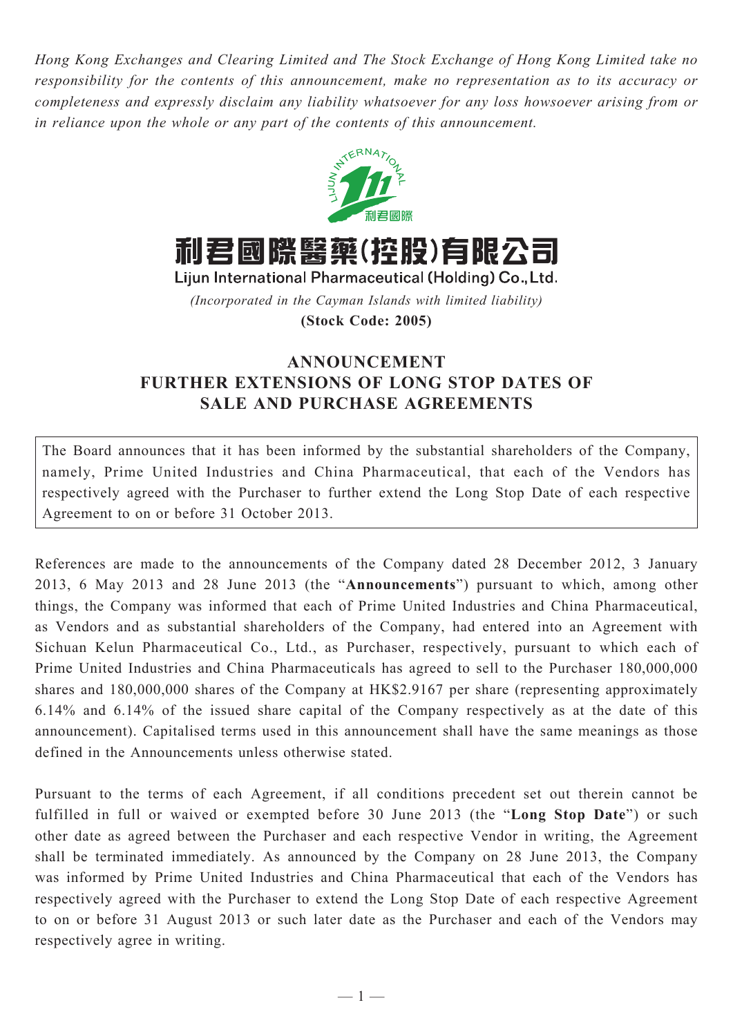*Hong Kong Exchanges and Clearing Limited and The Stock Exchange of Hong Kong Limited take no responsibility for the contents of this announcement, make no representation as to its accuracy or completeness and expressly disclaim any liability whatsoever for any loss howsoever arising from or in reliance upon the whole or any part of the contents of this announcement.*

# 利君國際醫藥(控股)有限公司

**Lijun International Pharmaceutical (Holding) Co., Ltd.**

*(Incorporated in the Cayman Islands with limited liability)*

**(Stock Code: 2005)**

## ANNOUNCEMENT FURTHER EXTENSIONS OF LONG STOP DATES OF SALE AND PURCHASE AGREEMENTS

The Board announces that it has been informed by the substantial shareholders of the Company, namely, Prime United Industries and China Pharmaceutical, that each of the Vendors has respectively agreed with the Purchaser to further extend the Long Stop Date of each respective Agreement to on or before 31 October 2013.

References are made to the announcements of the Company dated 28 December 2012, 3 January 2013, 6 May 2013 and 28 June 2013 (the "**Announcements**") pursuant to which, among other things, the Company was informed that each of Prime United Industries and China Pharmaceutical, as Vendors and as substantial shareholders of the Company, had entered into an Agreement with Sichuan Kelun Pharmaceutical Co., Ltd., as Purchaser, respectively, pursuant to which each of Prime United Industries and China Pharmaceuticals has agreed to sell to the Purchaser 180,000,000 shares and 180,000,000 shares of the Company at HK$2.9167 per share (representing approximately 6.14% and 6.14% of the issued share capital of the Company respectively as at the date of this announcement). Capitalised terms used in this announcement shall have the same meanings as those defined in the Announcements unless otherwise stated.

Pursuant to the terms of each Agreement, if all conditions precedent set out therein cannot be fulfilled in full or waived or exempted before 30 June 2013 (the "**Long Stop Date**") or such other date as agreed between the Purchaser and each respective Vendor in writing, the Agreement shall be terminated immediately. As announced by the Company on 28 June 2013, the Company was informed by Prime United Industries and China Pharmaceutical that each of the Vendors has respectively agreed with the Purchaser to extend the Long Stop Date of each respective Agreement to on or before 31 August 2013 or such later date as the Purchaser and each of the Vendors may respectively agree in writing.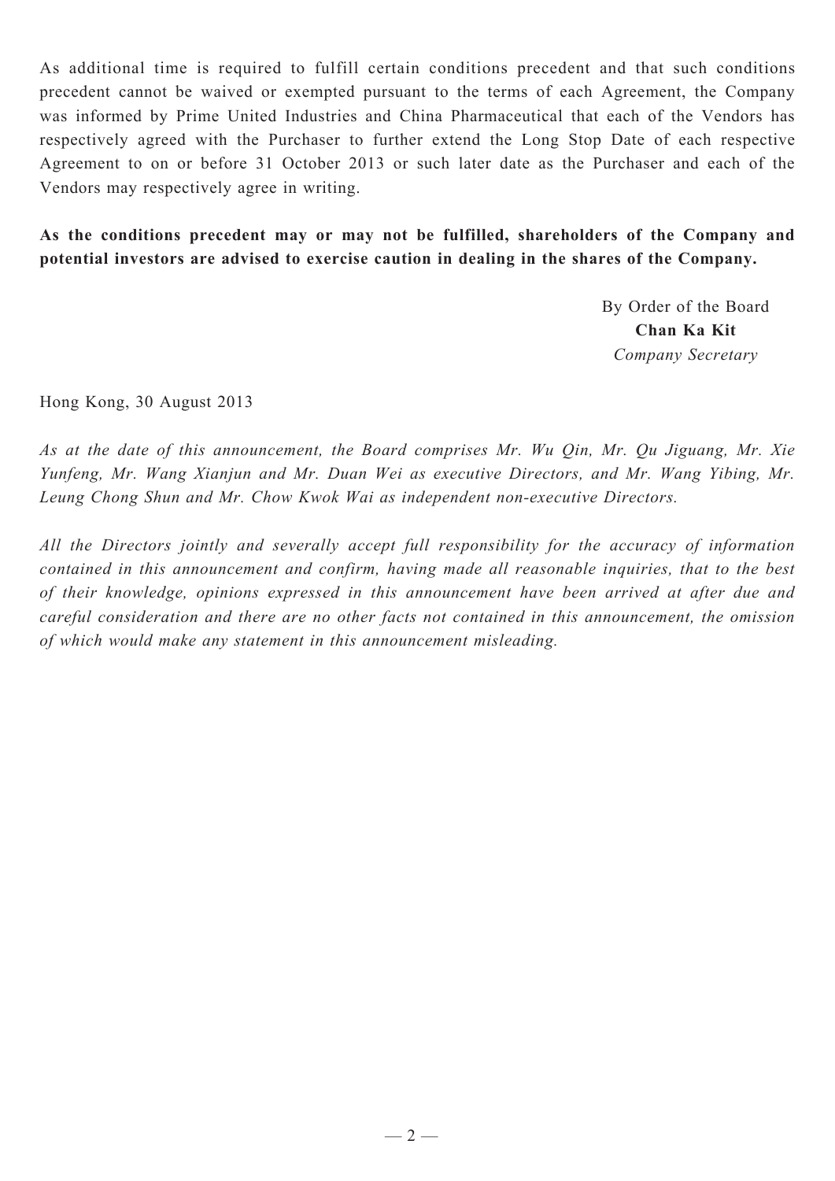As additional time is required to fulfill certain conditions precedent and that such conditions precedent cannot be waived or exempted pursuant to the terms of each Agreement, the Company was informed by Prime United Industries and China Pharmaceutical that each of the Vendors has respectively agreed with the Purchaser to further extend the Long Stop Date of each respective Agreement to on or before 31 October 2013 or such later date as the Purchaser and each of the Vendors may respectively agree in writing.

**As the conditions precedent may or may not be fulfilled, shareholders of the Company and potential investors are advised to exercise caution in dealing in the shares of the Company.**

By Order of the Board
**Chan Ka Kit**
*Company Secretary*

Hong Kong, 30 August 2013

*As at the date of this announcement, the Board comprises Mr. Wu Qin, Mr. Qu Jiguang, Mr. Xie Yunfeng, Mr. Wang Xianjun and Mr. Duan Wei as executive Directors, and Mr. Wang Yibing, Mr. Leung Chong Shun and Mr. Chow Kwok Wai as independent non-executive Directors.*

*All the Directors jointly and severally accept full responsibility for the accuracy of information contained in this announcement and confirm, having made all reasonable inquiries, that to the best of their knowledge, opinions expressed in this announcement have been arrived at after due and careful consideration and there are no other facts not contained in this announcement, the omission of which would make any statement in this announcement misleading.*